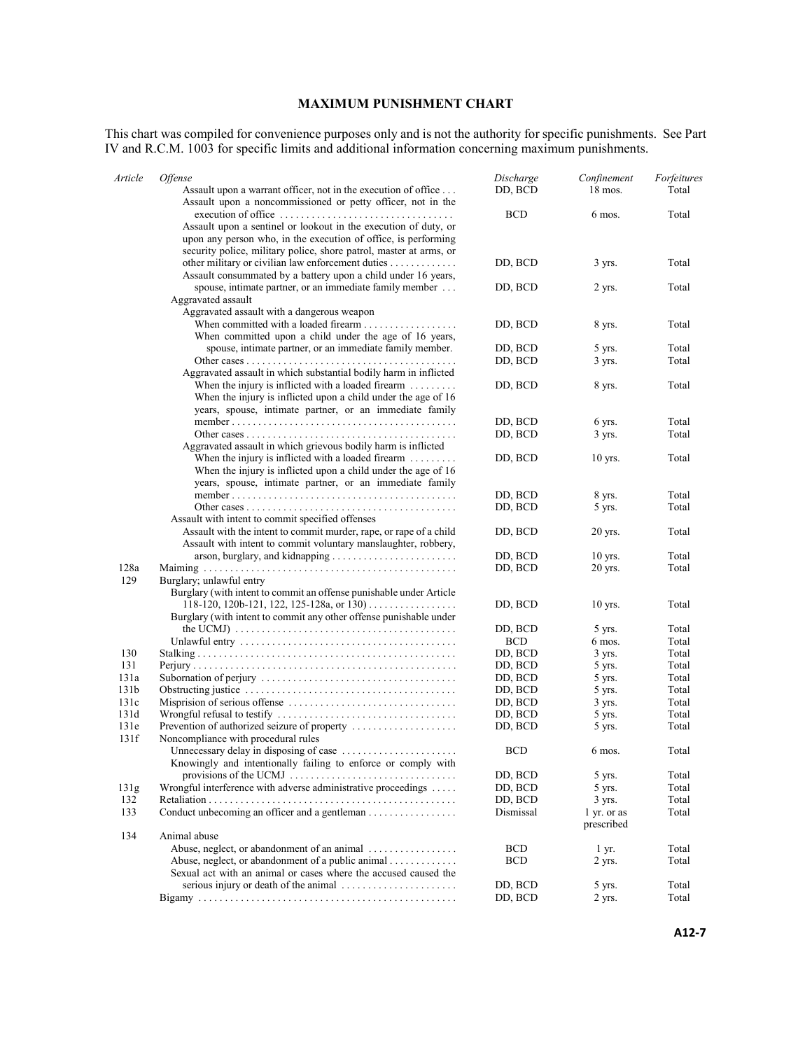# MAXIMUM PUNISHMENT CHART

This chart was compiled for convenience purposes only and is not the authority for specific punishments. See Part IV and R.C.M. 1003 for specific limits and additional information concerning maximum punishments.

| *Article* | *Offense* | *Discharge* | *Confinement* | *Forfeitures* |
|---|---|---|---|---|
| | Assault upon a warrant officer, not in the execution of office | DD, BCD | 18 mos. | Total |
| | Assault upon a noncommissioned or petty officer, not in the execution of office | BCD | 6 mos. | Total |
| | Assault upon a sentinel or lookout in the execution of duty, or upon any person who, in the execution of office, is performing security police, military police, shore patrol, master at arms, or other military or civilian law enforcement duties | DD, BCD | 3 yrs. | Total |
| | Assault consummated by a battery upon a child under 16 years, spouse, intimate partner, or an immediate family member | DD, BCD | 2 yrs. | Total |
| | Aggravated assault | | | |
| | Aggravated assault with a dangerous weapon | | | |
| | When committed with a loaded firearm | DD, BCD | 8 yrs. | Total |
| | When committed upon a child under the age of 16 years, spouse, intimate partner, or an immediate family member. | DD, BCD | 5 yrs. | Total |
| | Other cases | DD, BCD | 3 yrs. | Total |
| | Aggravated assault in which substantial bodily harm in inflicted | | | |
| | When the injury is inflicted with a loaded firearm | DD, BCD | 8 yrs. | Total |
| | When the injury is inflicted upon a child under the age of 16 years, spouse, intimate partner, or an immediate family member | DD, BCD | 6 yrs. | Total |
| | Other cases | DD, BCD | 3 yrs. | Total |
| | Aggravated assault in which grievous bodily harm is inflicted | | | |
| | When the injury is inflicted with a loaded firearm | DD, BCD | 10 yrs. | Total |
| | When the injury is inflicted upon a child under the age of 16 years, spouse, intimate partner, or an immediate family member | DD, BCD | 8 yrs. | Total |
| | Other cases | DD, BCD | 5 yrs. | Total |
| | Assault with intent to commit specified offenses | | | |
| | Assault with the intent to commit murder, rape, or rape of a child | DD, BCD | 20 yrs. | Total |
| | Assault with intent to commit voluntary manslaughter, robbery, arson, burglary, and kidnapping | DD, BCD | 10 yrs. | Total |
| 128a | Maiming | DD, BCD | 20 yrs. | Total |
| 129 | Burglary; unlawful entry | | | |
| | Burglary (with intent to commit an offense punishable under Article 118-120, 120b-121, 122, 125-128a, or 130) | DD, BCD | 10 yrs. | Total |
| | Burglary (with intent to commit any other offense punishable under the UCMJ) | DD, BCD | 5 yrs. | Total |
| | Unlawful entry | BCD | 6 mos. | Total |
| 130 | Stalking | DD, BCD | 3 yrs. | Total |
| 131 | Perjury | DD, BCD | 5 yrs. | Total |
| 131a | Subornation of perjury | DD, BCD | 5 yrs. | Total |
| 131b | Obstructing justice | DD, BCD | 5 yrs. | Total |
| 131c | Misprision of serious offense | DD, BCD | 3 yrs. | Total |
| 131d | Wrongful refusal to testify | DD, BCD | 5 yrs. | Total |
| 131e | Prevention of authorized seizure of property | DD, BCD | 5 yrs. | Total |
| 131f | Noncompliance with procedural rules | | | |
| | Unnecessary delay in disposing of case | BCD | 6 mos. | Total |
| | Knowingly and intentionally failing to enforce or comply with provisions of the UCMJ | DD, BCD | 5 yrs. | Total |
| 131g | Wrongful interference with adverse administrative proceedings | DD, BCD | 5 yrs. | Total |
| 132 | Retaliation | DD, BCD | 3 yrs. | Total |
| 133 | Conduct unbecoming an officer and a gentleman | Dismissal | 1 yr. or as prescribed | Total |
| 134 | Animal abuse | | | |
| | Abuse, neglect, or abandonment of an animal | BCD | 1 yr. | Total |
| | Abuse, neglect, or abandonment of a public animal | BCD | 2 yrs. | Total |
| | Sexual act with an animal or cases where the accused caused the serious injury or death of the animal | DD, BCD | 5 yrs. | Total |
| | Bigamy | DD, BCD | 2 yrs. | Total |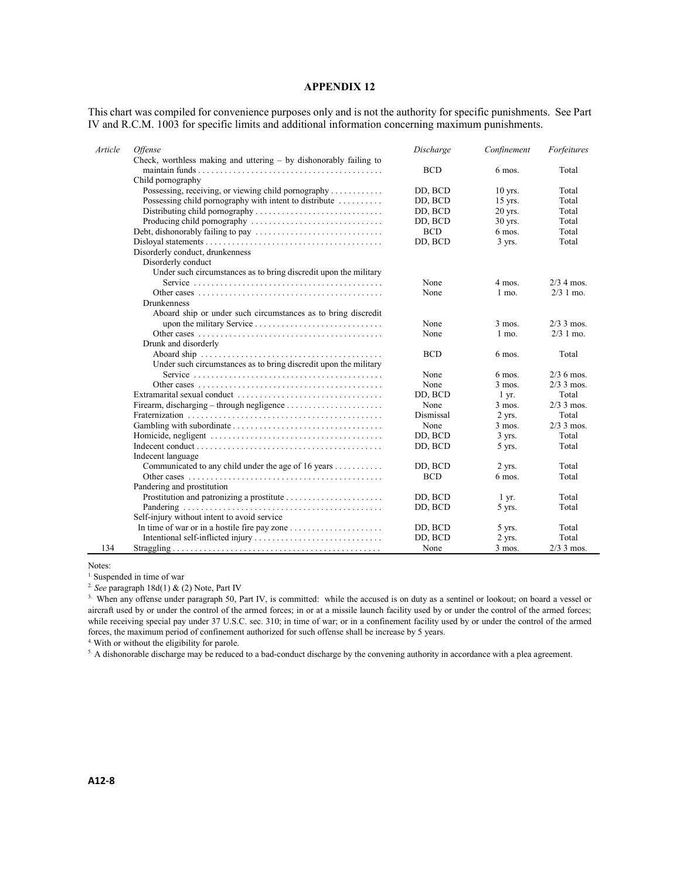**APPENDIX 12**

This chart was compiled for convenience purposes only and is not the authority for specific punishments. See Part IV and R.C.M. 1003 for specific limits and additional information concerning maximum punishments.

| *Article* | *Offense* | *Discharge* | *Confinement* | *Forfeitures* |
|---|---|---|---|---|
| | Check, worthless making and uttering – by dishonorably failing to maintain funds | BCD | 6 mos. | Total |
| | Child pornography | | | |
| | Possessing, receiving, or viewing child pornography | DD, BCD | 10 yrs. | Total |
| | Possessing child pornography with intent to distribute | DD, BCD | 15 yrs. | Total |
| | Distributing child pornography | DD, BCD | 20 yrs. | Total |
| | Producing child pornography | DD, BCD | 30 yrs. | Total |
| | Debt, dishonorably failing to pay | BCD | 6 mos. | Total |
| | Disloyal statements | DD, BCD | 3 yrs. | Total |
| | Disorderly conduct, drunkenness | | | |
| | Disorderly conduct | | | |
| | Under such circumstances as to bring discredit upon the military Service | None | 4 mos. | 2/3 4 mos. |
| | Other cases | None | 1 mo. | 2/3 1 mo. |
| | Drunkenness | | | |
| | Aboard ship or under such circumstances as to bring discredit upon the military Service | None | 3 mos. | 2/3 3 mos. |
| | Other cases | None | 1 mo. | 2/3 1 mo. |
| | Drunk and disorderly | | | |
| | Aboard ship | BCD | 6 mos. | Total |
| | Under such circumstances as to bring discredit upon the military Service | None | 6 mos. | 2/3 6 mos. |
| | Other cases | None | 3 mos. | 2/3 3 mos. |
| | Extramarital sexual conduct | DD, BCD | 1 yr. | Total |
| | Firearm, discharging – through negligence | None | 3 mos. | 2/3 3 mos. |
| | Fraternization | Dismissal | 2 yrs. | Total |
| | Gambling with subordinate | None | 3 mos. | 2/3 3 mos. |
| | Homicide, negligent | DD, BCD | 3 yrs. | Total |
| | Indecent conduct | DD, BCD | 5 yrs. | Total |
| | Indecent language | | | |
| | Communicated to any child under the age of 16 years | DD, BCD | 2 yrs. | Total |
| | Other cases | BCD | 6 mos. | Total |
| | Pandering and prostitution | | | |
| | Prostitution and patronizing a prostitute | DD, BCD | 1 yr. | Total |
| | Pandering | DD, BCD | 5 yrs. | Total |
| | Self-injury without intent to avoid service | | | |
| | In time of war or in a hostile fire pay zone | DD, BCD | 5 yrs. | Total |
| | Intentional self-inflicted injury | DD, BCD | 2 yrs. | Total |
| 134 | Straggling | None | 3 mos. | 2/3 3 mos. |

Notes:

[1] Suspended in time of war

[2] *See* paragraph 18d(1) & (2) Note, Part IV

[3] When any offense under paragraph 50, Part IV, is committed: while the accused is on duty as a sentinel or lookout; on board a vessel or aircraft used by or under the control of the armed forces; in or at a missile launch facility used by or under the control of the armed forces; while receiving special pay under 37 U.S.C. sec. 310; in time of war; or in a confinement facility used by or under the control of the armed forces, the maximum period of confinement authorized for such offense shall be increase by 5 years.

[4] With or without the eligibility for parole.

[5] A dishonorable discharge may be reduced to a bad-conduct discharge by the convening authority in accordance with a plea agreement.